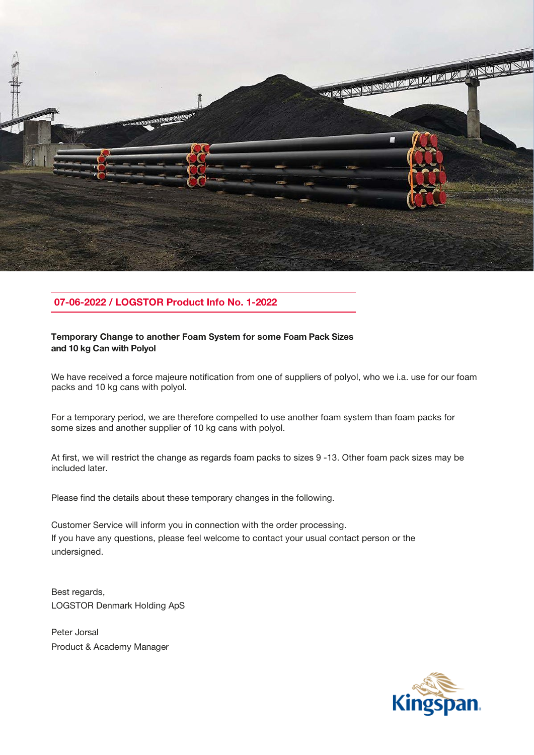## 07-06-2022 / LOGSTOR Product Info No. 1-2022

**Temporary Change to another Foam System for some Foam Pack Sizes and 10 kg Can with Polyol**

We have received a force majeure notification from one of suppliers of polyol, who we i.a. use for our foam packs and 10 kg cans with polyol.

For a temporary period, we are therefore compelled to use another foam system than foam packs for some sizes and another supplier of 10 kg cans with polyol.

At first, we will restrict the change as regards foam packs to sizes 9 -13. Other foam pack sizes may be included later.

Please find the details about these temporary changes in the following.

Customer Service will inform you in connection with the order processing.
If you have any questions, please feel welcome to contact your usual contact person or the undersigned.

Best regards,
LOGSTOR Denmark Holding ApS

Peter Jorsal
Product & Academy Manager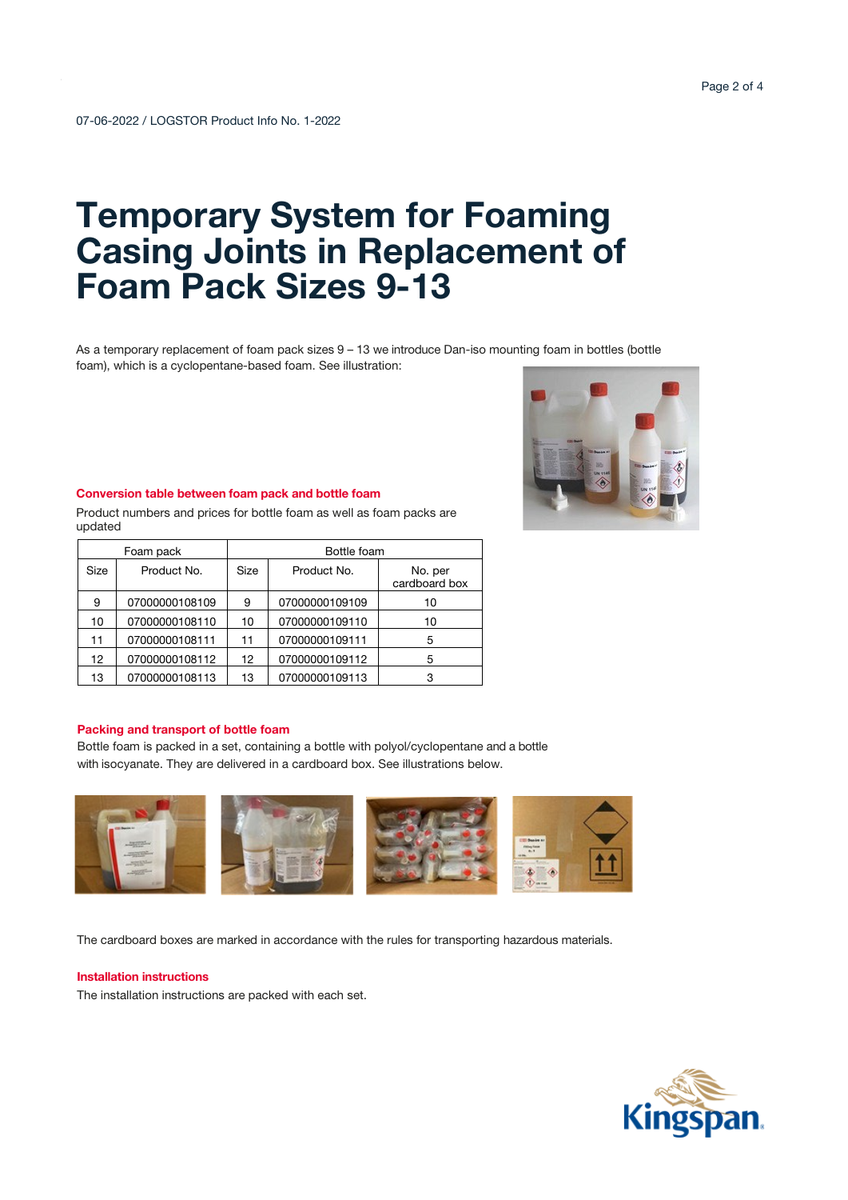07-06-2022 / LOGSTOR Product Info No. 1-2022

# Temporary System for Foaming Casing Joints in Replacement of Foam Pack Sizes 9-13

As a temporary replacement of foam pack sizes 9 – 13 we introduce Dan-iso mounting foam in bottles (bottle foam), which is a cyclopentane-based foam. See illustration:

### Conversion table between foam pack and bottle foam

Product numbers and prices for bottle foam as well as foam packs are updated

| Foam pack | | Bottle foam | | |
|---|---|---|---|---|
| Size | Product No. | Size | Product No. | No. per cardboard box |
| 9 | 07000000108109 | 9 | 07000000109109 | 10 |
| 10 | 07000000108110 | 10 | 07000000109110 | 10 |
| 11 | 07000000108111 | 11 | 07000000109111 | 5 |
| 12 | 07000000108112 | 12 | 07000000109112 | 5 |
| 13 | 07000000108113 | 13 | 07000000109113 | 3 |

### Packing and transport of bottle foam

Bottle foam is packed in a set, containing a bottle with polyol/cyclopentane and a bottle with isocyanate. They are delivered in a cardboard box. See illustrations below.

The cardboard boxes are marked in accordance with the rules for transporting hazardous materials.

### Installation instructions

The installation instructions are packed with each set.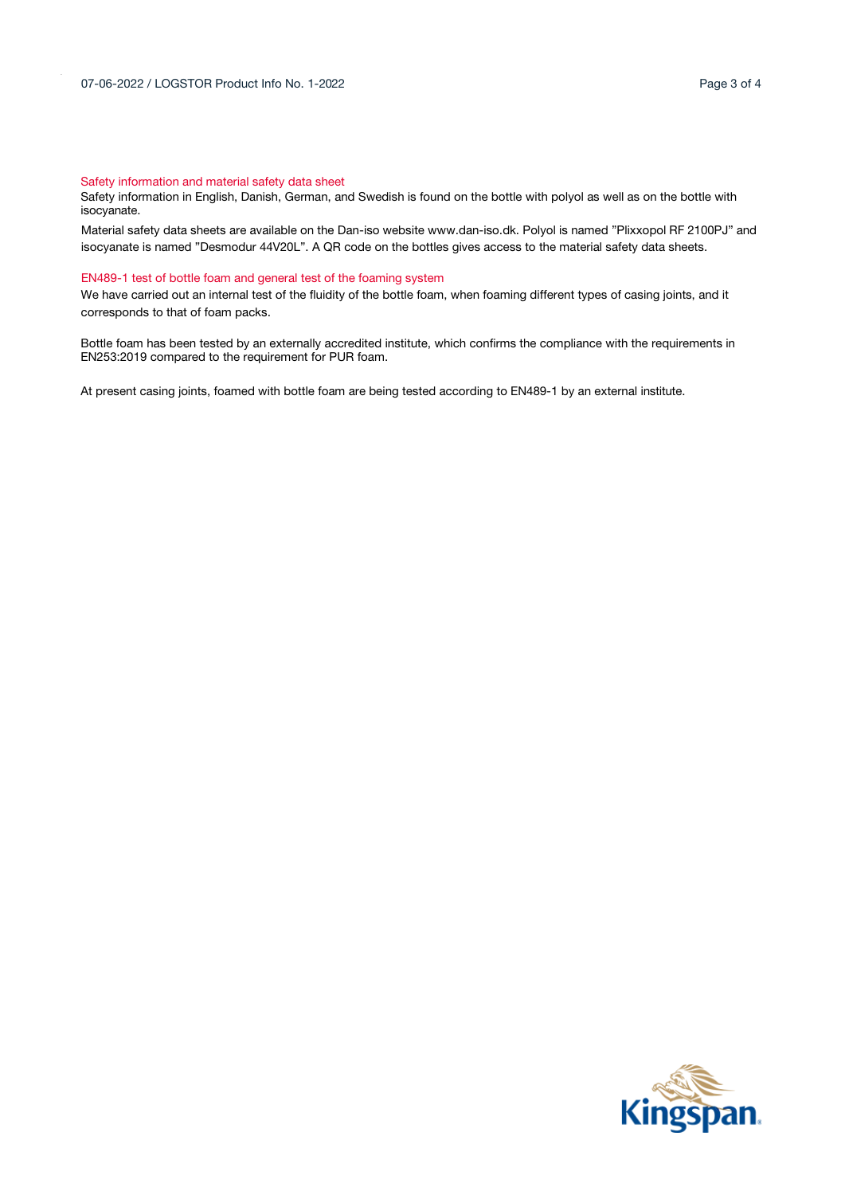## Safety information and material safety data sheet

Safety information in English, Danish, German, and Swedish is found on the bottle with polyol as well as on the bottle with isocyanate.

Material safety data sheets are available on the Dan-iso website www.dan-iso.dk. Polyol is named "Plixxopol RF 2100PJ" and isocyanate is named "Desmodur 44V20L". A QR code on the bottles gives access to the material safety data sheets.

## EN489-1 test of bottle foam and general test of the foaming system

We have carried out an internal test of the fluidity of the bottle foam, when foaming different types of casing joints, and it corresponds to that of foam packs.

Bottle foam has been tested by an externally accredited institute, which confirms the compliance with the requirements in EN253:2019 compared to the requirement for PUR foam.

At present casing joints, foamed with bottle foam are being tested according to EN489-1 by an external institute.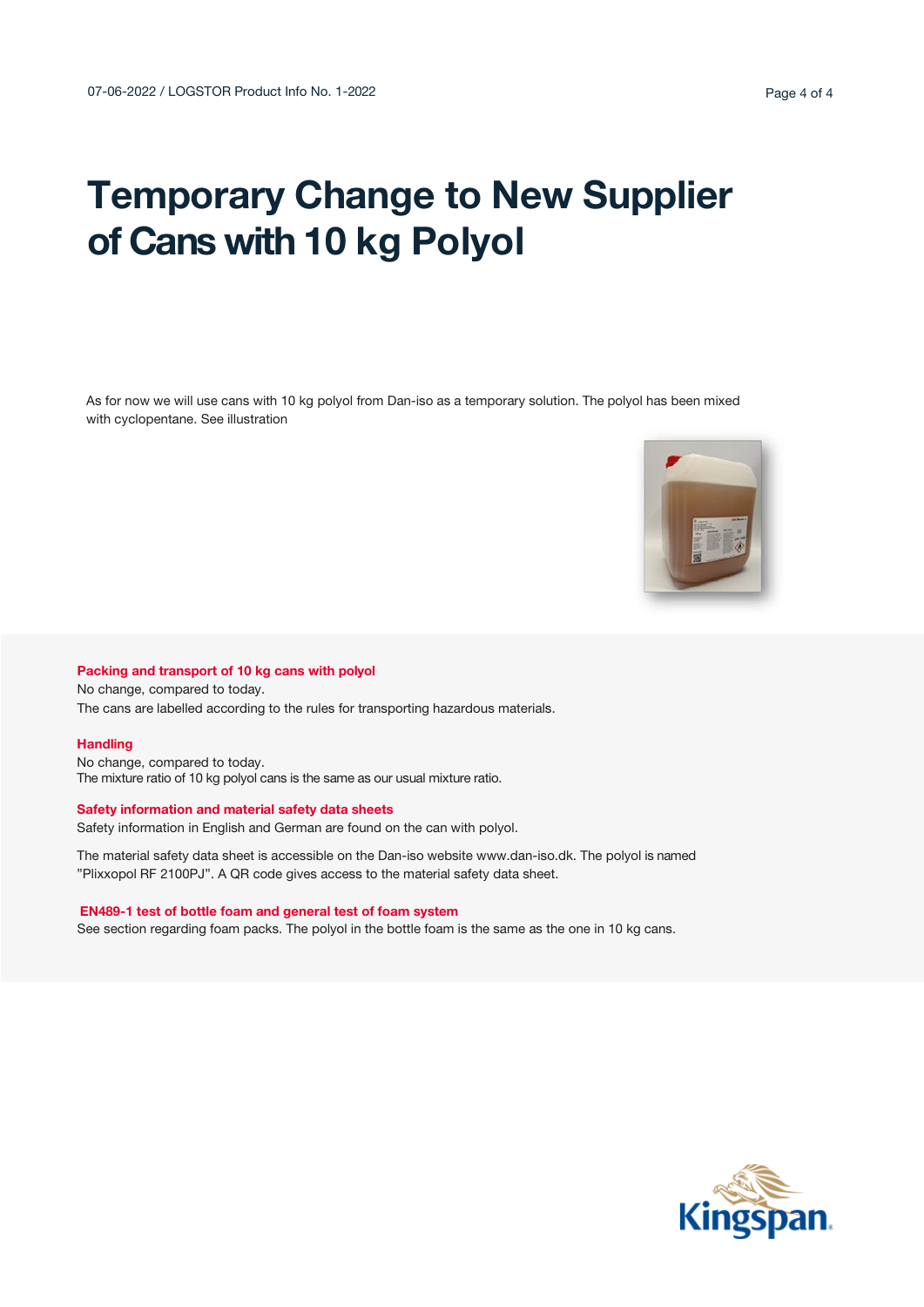# Temporary Change to New Supplier of Cans with 10 kg Polyol

As for now we will use cans with 10 kg polyol from Dan-iso as a temporary solution. The polyol has been mixed with cyclopentane. See illustration

### Packing and transport of 10 kg cans with polyol

No change, compared to today.
The cans are labelled according to the rules for transporting hazardous materials.

### Handling

No change, compared to today.
The mixture ratio of 10 kg polyol cans is the same as our usual mixture ratio.

### Safety information and material safety data sheets

Safety information in English and German are found on the can with polyol.

The material safety data sheet is accessible on the Dan-iso website www.dan-iso.dk. The polyol is named ”Plixxopol RF 2100PJ”. A QR code gives access to the material safety data sheet.

### EN489-1 test of bottle foam and general test of foam system

See section regarding foam packs. The polyol in the bottle foam is the same as the one in 10 kg cans.